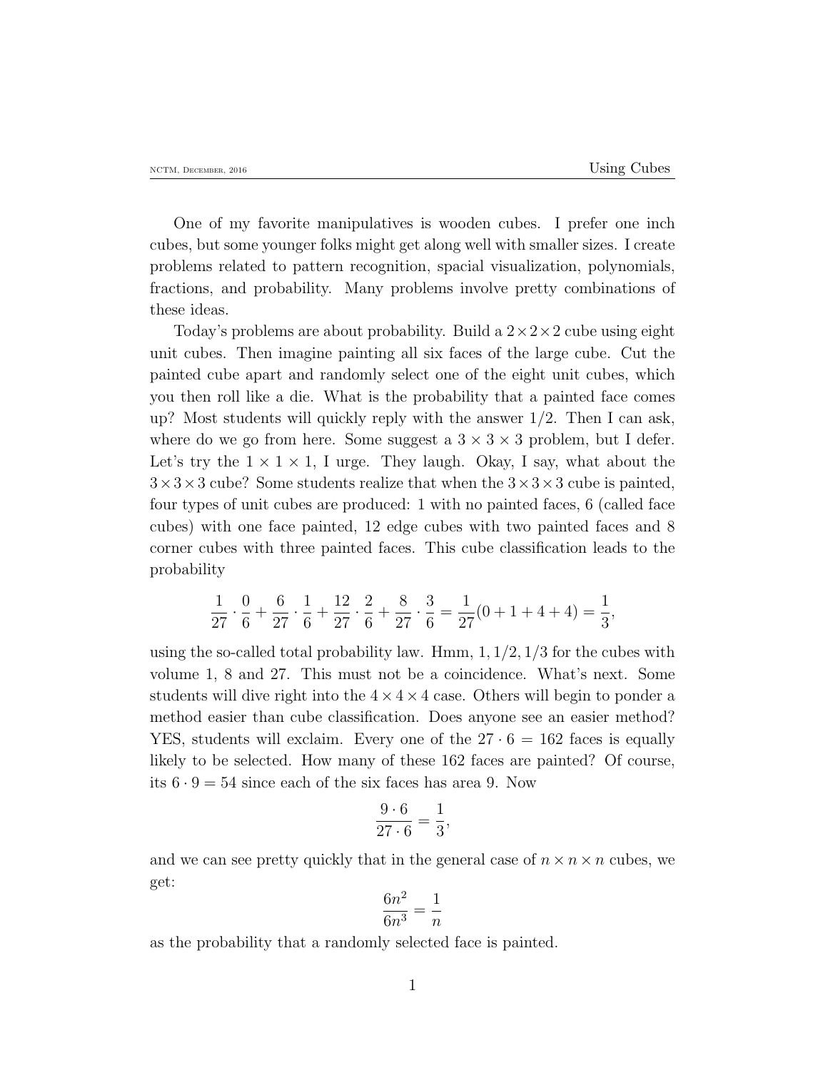One of my favorite manipulatives is wooden cubes. I prefer one inch cubes, but some younger folks might get along well with smaller sizes. I create problems related to pattern recognition, spacial visualization, polynomials, fractions, and probability. Many problems involve pretty combinations of these ideas.

Today's problems are about probability. Build a $2\times2\times2$ cube using eight unit cubes. Then imagine painting all six faces of the large cube. Cut the painted cube apart and randomly select one of the eight unit cubes, which you then roll like a die. What is the probability that a painted face comes up? Most students will quickly reply with the answer $1/2$. Then I can ask, where do we go from here. Some suggest a $3 \times 3 \times 3$ problem, but I defer. Let's try the $1 \times 1 \times 1$, I urge. They laugh. Okay, I say, what about the $3\times3\times3$ cube? Some students realize that when the $3\times3\times3$ cube is painted, four types of unit cubes are produced: 1 with no painted faces, 6 (called face cubes) with one face painted, 12 edge cubes with two painted faces and 8 corner cubes with three painted faces. This cube classification leads to the probability

$$\frac{1}{27}\cdot\frac{0}{6}+\frac{6}{27}\cdot\frac{1}{6}+\frac{12}{27}\cdot\frac{2}{6}+\frac{8}{27}\cdot\frac{3}{6}=\frac{1}{27}(0+1+4+4)=\frac{1}{3},$$

using the so-called total probability law. Hmm, $1, 1/2, 1/3$ for the cubes with volume 1, 8 and 27. This must not be a coincidence. What's next. Some students will dive right into the $4\times4\times4$ case. Others will begin to ponder a method easier than cube classification. Does anyone see an easier method? YES, students will exclaim. Every one of the $27\cdot6 = 162$ faces is equally likely to be selected. How many of these 162 faces are painted? Of course, its $6\cdot9 = 54$ since each of the six faces has area 9. Now

$$\frac{9\cdot6}{27\cdot6}=\frac{1}{3},$$

and we can see pretty quickly that in the general case of $n\times n\times n$ cubes, we get:

$$\frac{6n^2}{6n^3}=\frac{1}{n}$$

as the probability that a randomly selected face is painted.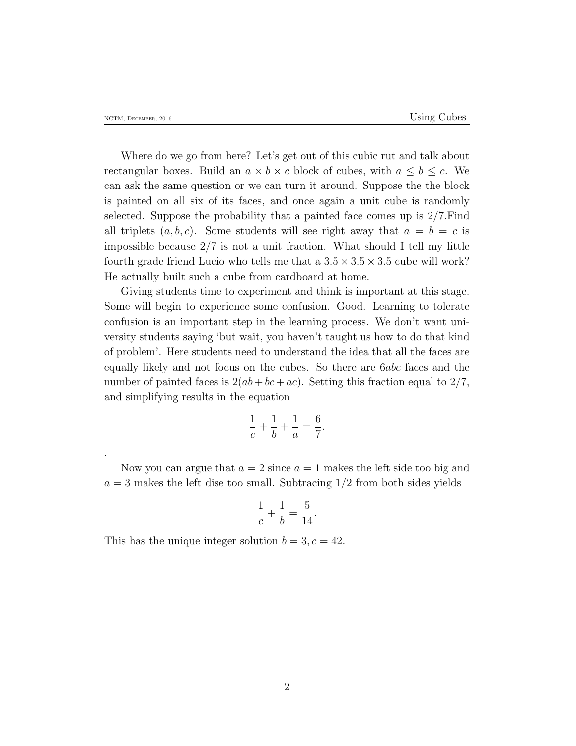Where do we go from here? Let's get out of this cubic rut and talk about rectangular boxes. Build an $a \times b \times c$ block of cubes, with $a \leq b \leq c$. We can ask the same question or we can turn it around. Suppose the the block is painted on all six of its faces, and once again a unit cube is randomly selected. Suppose the probability that a painted face comes up is 2/7.Find all triplets $(a, b, c)$. Some students will see right away that $a = b = c$ is impossible because 2/7 is not a unit fraction. What should I tell my little fourth grade friend Lucio who tells me that a $3.5 \times 3.5 \times 3.5$ cube will work? He actually built such a cube from cardboard at home.

Giving students time to experiment and think is important at this stage. Some will begin to experience some confusion. Good. Learning to tolerate confusion is an important step in the learning process. We don't want university students saying 'but wait, you haven't taught us how to do that kind of problem'. Here students need to understand the idea that all the faces are equally likely and not focus on the cubes. So there are $6abc$ faces and the number of painted faces is $2(ab + bc + ac)$. Setting this fraction equal to 2/7, and simplifying results in the equation

$$\frac{1}{c} + \frac{1}{b} + \frac{1}{a} = \frac{6}{7}.$$

.

Now you can argue that $a = 2$ since $a = 1$ makes the left side too big and $a = 3$ makes the left dise too small. Subtracing 1/2 from both sides yields

$$\frac{1}{c} + \frac{1}{b} = \frac{5}{14}.$$

This has the unique integer solution $b = 3, c = 42$.